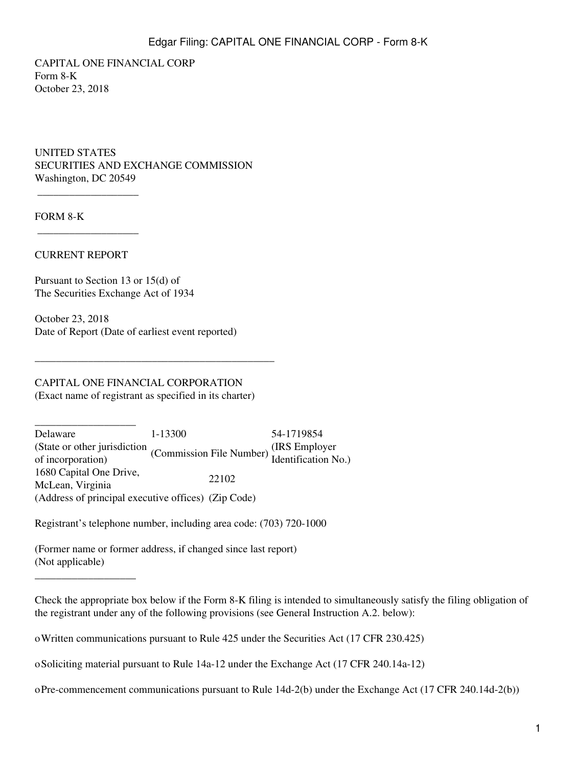CAPITAL ONE FINANCIAL CORP
Form 8-K
October 23, 2018

UNITED STATES
SECURITIES AND EXCHANGE COMMISSION
Washington, DC 20549

---

FORM 8-K

---

CURRENT REPORT

Pursuant to Section 13 or 15(d) of
The Securities Exchange Act of 1934

October 23, 2018
Date of Report (Date of earliest event reported)

---

CAPITAL ONE FINANCIAL CORPORATION
(Exact name of registrant as specified in its charter)

---

| Delaware | 1-13300 | 54-1719854 |
|---|---|---|
| (State or other jurisdiction of incorporation) | (Commission File Number) | (IRS Employer Identification No.) |
| 1680 Capital One Drive, McLean, Virginia | 22102 | |
| (Address of principal executive offices) | (Zip Code) | |

Registrant's telephone number, including area code: (703) 720-1000

(Former name or former address, if changed since last report)
(Not applicable)

---

Check the appropriate box below if the Form 8-K filing is intended to simultaneously satisfy the filing obligation of the registrant under any of the following provisions (see General Instruction A.2. below):

o Written communications pursuant to Rule 425 under the Securities Act (17 CFR 230.425)

o Soliciting material pursuant to Rule 14a-12 under the Exchange Act (17 CFR 240.14a-12)

o Pre-commencement communications pursuant to Rule 14d-2(b) under the Exchange Act (17 CFR 240.14d-2(b))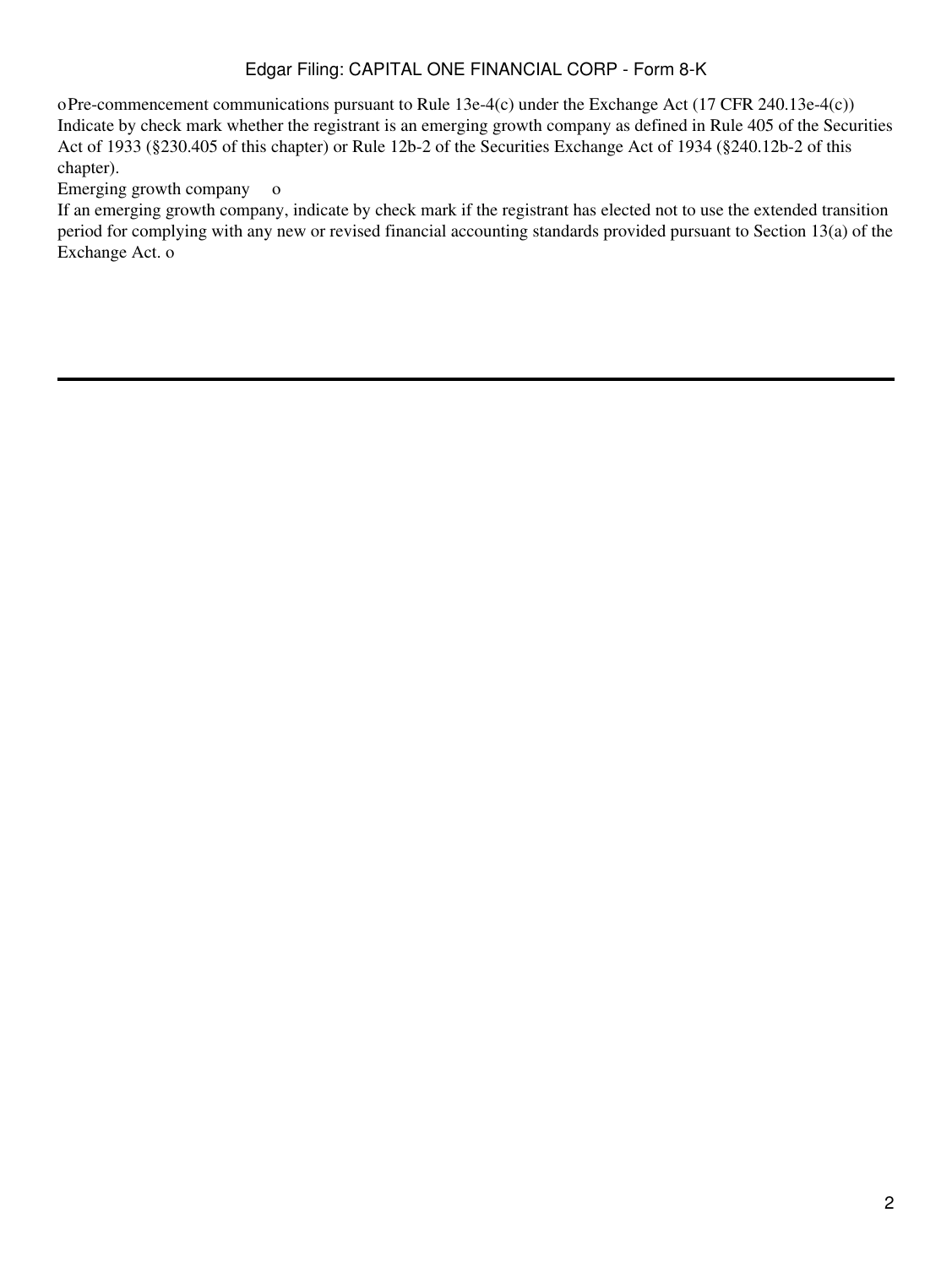o Pre-commencement communications pursuant to Rule 13e-4(c) under the Exchange Act (17 CFR 240.13e-4(c))

Indicate by check mark whether the registrant is an emerging growth company as defined in Rule 405 of the Securities Act of 1933 (§230.405 of this chapter) or Rule 12b-2 of the Securities Exchange Act of 1934 (§240.12b-2 of this chapter).

Emerging growth company o

If an emerging growth company, indicate by check mark if the registrant has elected not to use the extended transition period for complying with any new or revised financial accounting standards provided pursuant to Section 13(a) of the Exchange Act. o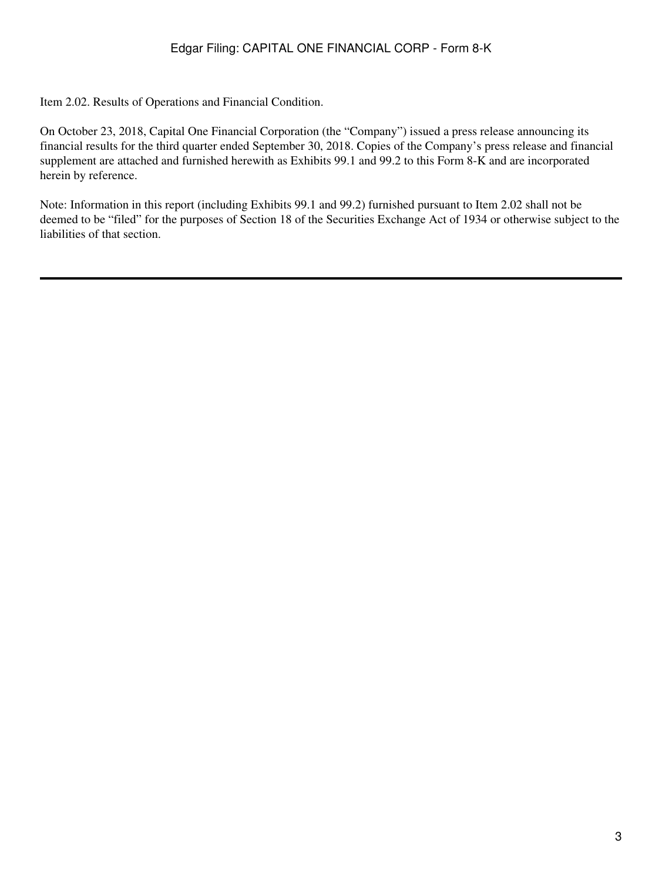Item 2.02. Results of Operations and Financial Condition.

On October 23, 2018, Capital One Financial Corporation (the "Company") issued a press release announcing its financial results for the third quarter ended September 30, 2018. Copies of the Company's press release and financial supplement are attached and furnished herewith as Exhibits 99.1 and 99.2 to this Form 8-K and are incorporated herein by reference.

Note: Information in this report (including Exhibits 99.1 and 99.2) furnished pursuant to Item 2.02 shall not be deemed to be "filed" for the purposes of Section 18 of the Securities Exchange Act of 1934 or otherwise subject to the liabilities of that section.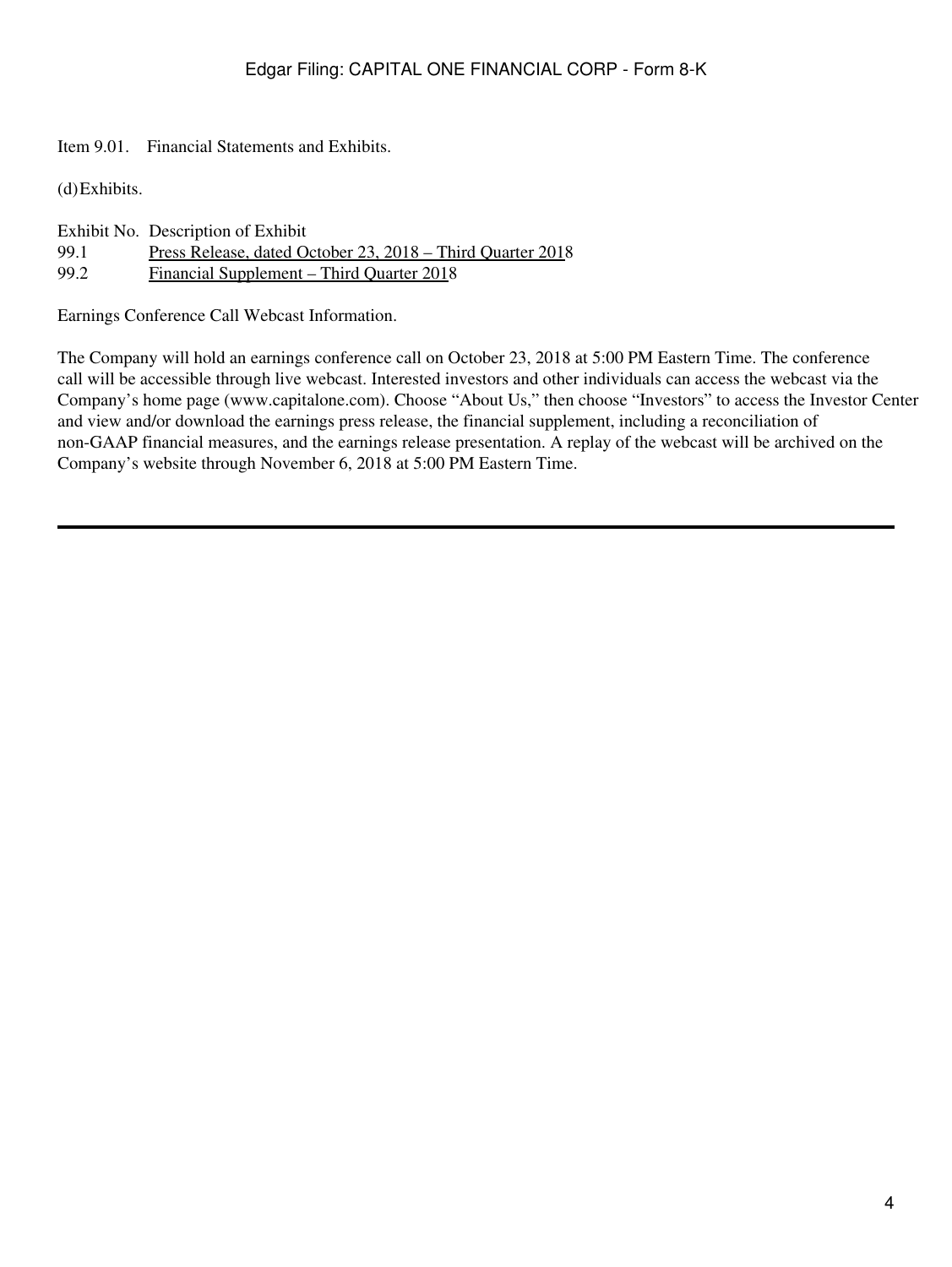Item 9.01. Financial Statements and Exhibits.

(d) Exhibits.

| Exhibit No. | Description of Exhibit |
|---|---|
| 99.1 | Press Release, dated October 23, 2018 – Third Quarter 2018 |
| 99.2 | Financial Supplement – Third Quarter 2018 |

Earnings Conference Call Webcast Information.

The Company will hold an earnings conference call on October 23, 2018 at 5:00 PM Eastern Time. The conference call will be accessible through live webcast. Interested investors and other individuals can access the webcast via the Company's home page (www.capitalone.com). Choose "About Us," then choose "Investors" to access the Investor Center and view and/or download the earnings press release, the financial supplement, including a reconciliation of non-GAAP financial measures, and the earnings release presentation. A replay of the webcast will be archived on the Company's website through November 6, 2018 at 5:00 PM Eastern Time.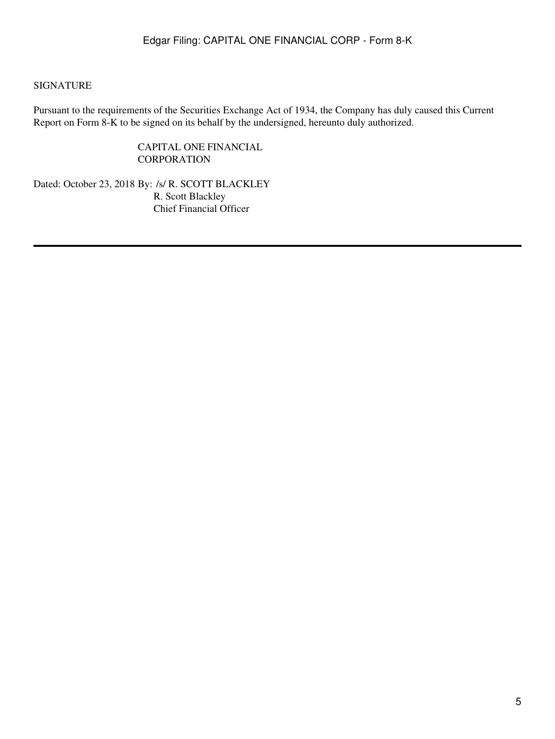SIGNATURE

Pursuant to the requirements of the Securities Exchange Act of 1934, the Company has duly caused this Current Report on Form 8-K to be signed on its behalf by the undersigned, hereunto duly authorized.

CAPITAL ONE FINANCIAL CORPORATION

Dated: October 23, 2018 By: /s/ R. SCOTT BLACKLEY

R. Scott Blackley

Chief Financial Officer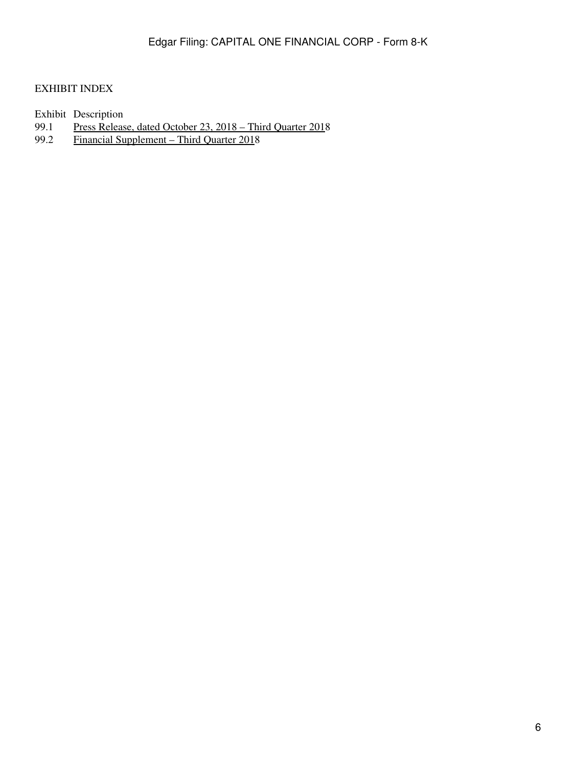EXHIBIT INDEX

| Exhibit | Description |
| --- | --- |
| 99.1 | Press Release, dated October 23, 2018 – Third Quarter 2018 |
| 99.2 | Financial Supplement – Third Quarter 2018 |